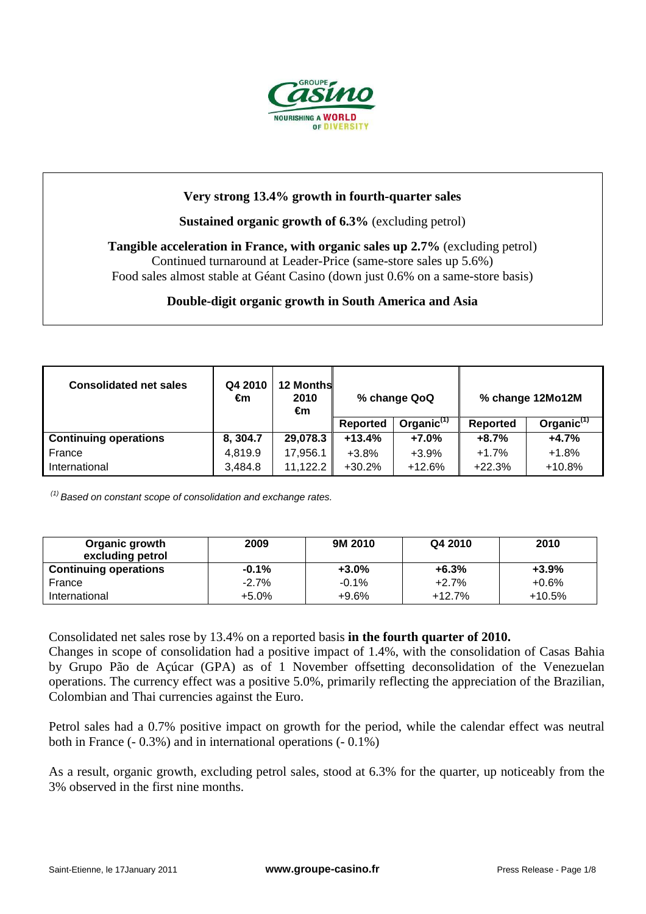**Very strong 13.4% growth in fourth-quarter sales**

**Sustained organic growth of 6.3%** (excluding petrol)

**Tangible acceleration in France, with organic sales up 2.7%** (excluding petrol)
Continued turnaround at Leader-Price (same-store sales up 5.6%)
Food sales almost stable at Géant Casino (down just 0.6% on a same-store basis)

**Double-digit organic growth in South America and Asia**

| Consolidated net sales | Q4 2010 €m | 12 Months 2010 €m | % change QoQ | | % change 12Mo12M | |
|---|---|---|---|---|---|---|
| | | | Reported | Organic[(1)] | Reported | Organic[(1)] |
| **Continuing operations** | **8, 304.7** | **29,078.3** | **+13.4%** | **+7.0%** | **+8.7%** | **+4.7%** |
| France | 4,819.9 | 17,956.1 | +3.8% | +3.9% | +1.7% | +1.8% |
| International | 3,484.8 | 11,122.2 | +30.2% | +12.6% | +22.3% | +10.8% |

*[(1)] Based on constant scope of consolidation and exchange rates.*

| Organic growth excluding petrol | 2009 | 9M 2010 | Q4 2010 | 2010 |
|---|---|---|---|---|
| **Continuing operations** | **-0.1%** | **+3.0%** | **+6.3%** | **+3.9%** |
| France | -2.7% | -0.1% | +2.7% | +0.6% |
| International | +5.0% | +9.6% | +12.7% | +10.5% |

Consolidated net sales rose by 13.4% on a reported basis **in the fourth quarter of 2010.**
Changes in scope of consolidation had a positive impact of 1.4%, with the consolidation of Casas Bahia by Grupo Pão de Açúcar (GPA) as of 1 November offsetting deconsolidation of the Venezuelan operations. The currency effect was a positive 5.0%, primarily reflecting the appreciation of the Brazilian, Colombian and Thai currencies against the Euro.

Petrol sales had a 0.7% positive impact on growth for the period, while the calendar effect was neutral both in France (- 0.3%) and in international operations (- 0.1%)

As a result, organic growth, excluding petrol sales, stood at 6.3% for the quarter, up noticeably from the 3% observed in the first nine months.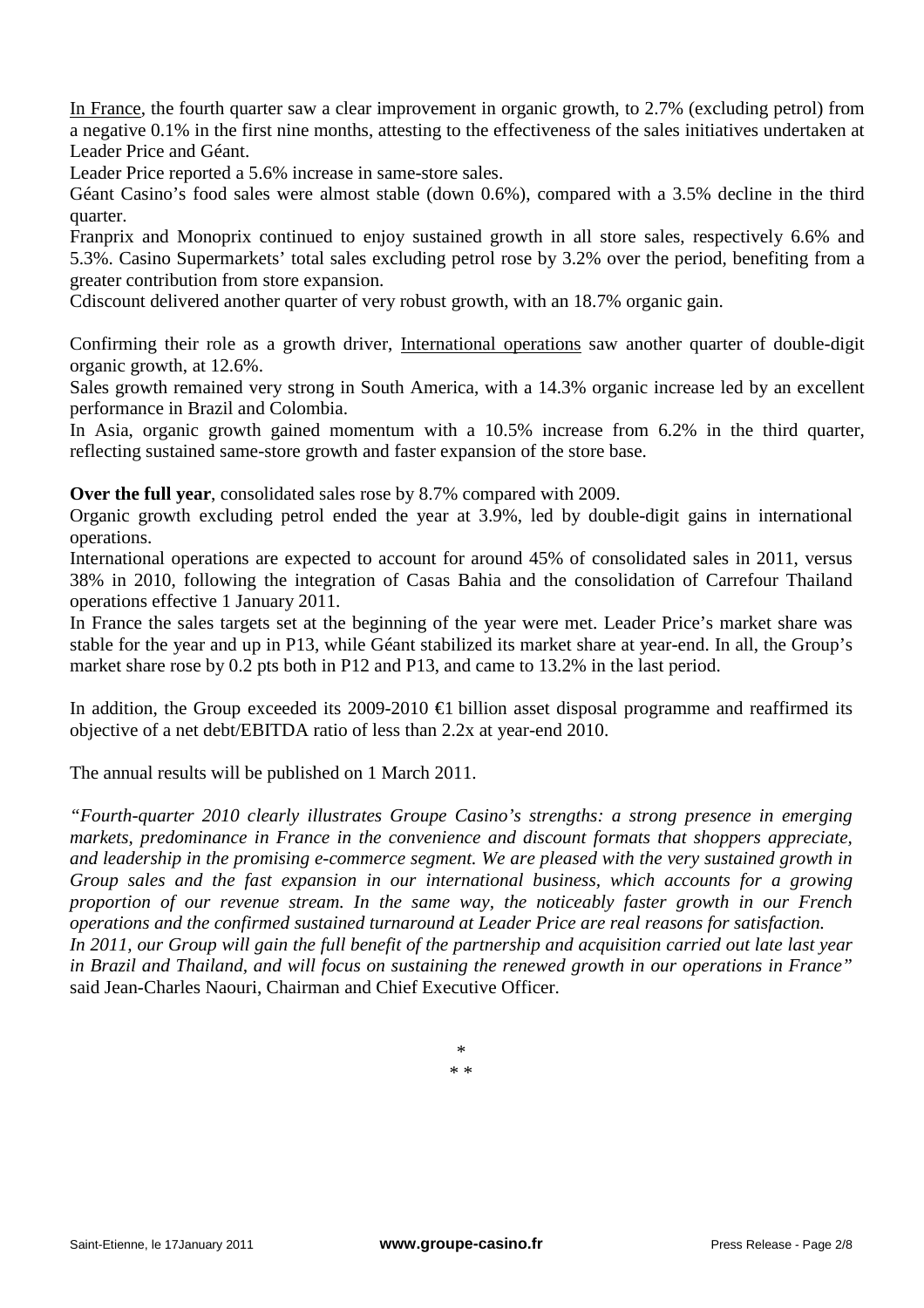In France, the fourth quarter saw a clear improvement in organic growth, to 2.7% (excluding petrol) from a negative 0.1% in the first nine months, attesting to the effectiveness of the sales initiatives undertaken at Leader Price and Géant.

Leader Price reported a 5.6% increase in same-store sales.

Géant Casino's food sales were almost stable (down 0.6%), compared with a 3.5% decline in the third quarter.

Franprix and Monoprix continued to enjoy sustained growth in all store sales, respectively 6.6% and 5.3%. Casino Supermarkets' total sales excluding petrol rose by 3.2% over the period, benefiting from a greater contribution from store expansion.

Cdiscount delivered another quarter of very robust growth, with an 18.7% organic gain.

Confirming their role as a growth driver, International operations saw another quarter of double-digit organic growth, at 12.6%.

Sales growth remained very strong in South America, with a 14.3% organic increase led by an excellent performance in Brazil and Colombia.

In Asia, organic growth gained momentum with a 10.5% increase from 6.2% in the third quarter, reflecting sustained same-store growth and faster expansion of the store base.

**Over the full year**, consolidated sales rose by 8.7% compared with 2009.

Organic growth excluding petrol ended the year at 3.9%, led by double-digit gains in international operations.

International operations are expected to account for around 45% of consolidated sales in 2011, versus 38% in 2010, following the integration of Casas Bahia and the consolidation of Carrefour Thailand operations effective 1 January 2011.

In France the sales targets set at the beginning of the year were met. Leader Price's market share was stable for the year and up in P13, while Géant stabilized its market share at year-end. In all, the Group's market share rose by 0.2 pts both in P12 and P13, and came to 13.2% in the last period.

In addition, the Group exceeded its 2009-2010 €1 billion asset disposal programme and reaffirmed its objective of a net debt/EBITDA ratio of less than 2.2x at year-end 2010.

The annual results will be published on 1 March 2011.

*"Fourth-quarter 2010 clearly illustrates Groupe Casino's strengths: a strong presence in emerging markets, predominance in France in the convenience and discount formats that shoppers appreciate, and leadership in the promising e-commerce segment. We are pleased with the very sustained growth in Group sales and the fast expansion in our international business, which accounts for a growing proportion of our revenue stream. In the same way, the noticeably faster growth in our French operations and the confirmed sustained turnaround at Leader Price are real reasons for satisfaction.*
*In 2011, our Group will gain the full benefit of the partnership and acquisition carried out late last year in Brazil and Thailand, and will focus on sustaining the renewed growth in our operations in France"* said Jean-Charles Naouri, Chairman and Chief Executive Officer.

\*
\* \*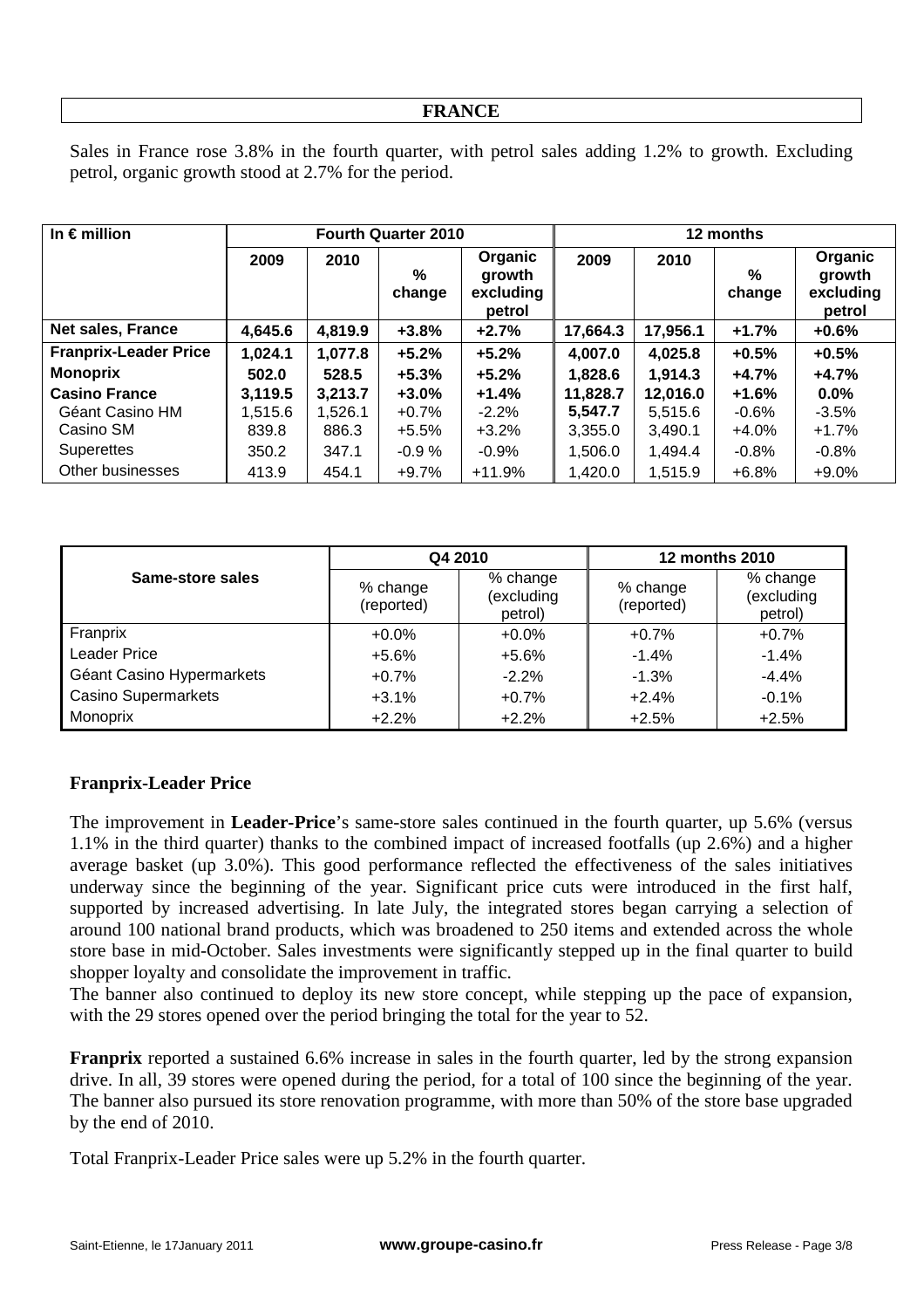## FRANCE

Sales in France rose 3.8% in the fourth quarter, with petrol sales adding 1.2% to growth. Excluding petrol, organic growth stood at 2.7% for the period.

| In € million | Fourth Quarter 2010 | | | | 12 months | | | |
|---|---|---|---|---|---|---|---|---|
| | 2009 | 2010 | % change | Organic growth excluding petrol | 2009 | 2010 | % change | Organic growth excluding petrol |
| **Net sales, France** | **4,645.6** | **4,819.9** | **+3.8%** | **+2.7%** | **17,664.3** | **17,956.1** | **+1.7%** | **+0.6%** |
| **Franprix-Leader Price** | **1,024.1** | **1,077.8** | **+5.2%** | **+5.2%** | **4,007.0** | **4,025.8** | **+0.5%** | **+0.5%** |
| **Monoprix** | **502.0** | **528.5** | **+5.3%** | **+5.2%** | **1,828.6** | **1,914.3** | **+4.7%** | **+4.7%** |
| **Casino France** | **3,119.5** | **3,213.7** | **+3.0%** | **+1.4%** | **11,828.7** | **12,016.0** | **+1.6%** | **0.0%** |
| Géant Casino HM | 1,515.6 | 1,526.1 | +0.7% | -2.2% | 5,547.7 | 5,515.6 | -0.6% | -3.5% |
| Casino SM | 839.8 | 886.3 | +5.5% | +3.2% | 3,355.0 | 3,490.1 | +4.0% | +1.7% |
| Superettes | 350.2 | 347.1 | -0.9 % | -0.9% | 1,506.0 | 1,494.4 | -0.8% | -0.8% |
| Other businesses | 413.9 | 454.1 | +9.7% | +11.9% | 1,420.0 | 1,515.9 | +6.8% | +9.0% |

| Same-store sales | Q4 2010 | | 12 months 2010 | |
|---|---|---|---|---|
| | % change (reported) | % change (excluding petrol) | % change (reported) | % change (excluding petrol) |
| Franprix | +0.0% | +0.0% | +0.7% | +0.7% |
| Leader Price | +5.6% | +5.6% | -1.4% | -1.4% |
| Géant Casino Hypermarkets | +0.7% | -2.2% | -1.3% | -4.4% |
| Casino Supermarkets | +3.1% | +0.7% | +2.4% | -0.1% |
| Monoprix | +2.2% | +2.2% | +2.5% | +2.5% |

### Franprix-Leader Price

The improvement in **Leader-Price**'s same-store sales continued in the fourth quarter, up 5.6% (versus 1.1% in the third quarter) thanks to the combined impact of increased footfalls (up 2.6%) and a higher average basket (up 3.0%). This good performance reflected the effectiveness of the sales initiatives underway since the beginning of the year. Significant price cuts were introduced in the first half, supported by increased advertising. In late July, the integrated stores began carrying a selection of around 100 national brand products, which was broadened to 250 items and extended across the whole store base in mid-October. Sales investments were significantly stepped up in the final quarter to build shopper loyalty and consolidate the improvement in traffic.
The banner also continued to deploy its new store concept, while stepping up the pace of expansion, with the 29 stores opened over the period bringing the total for the year to 52.

**Franprix** reported a sustained 6.6% increase in sales in the fourth quarter, led by the strong expansion drive. In all, 39 stores were opened during the period, for a total of 100 since the beginning of the year. The banner also pursued its store renovation programme, with more than 50% of the store base upgraded by the end of 2010.

Total Franprix-Leader Price sales were up 5.2% in the fourth quarter.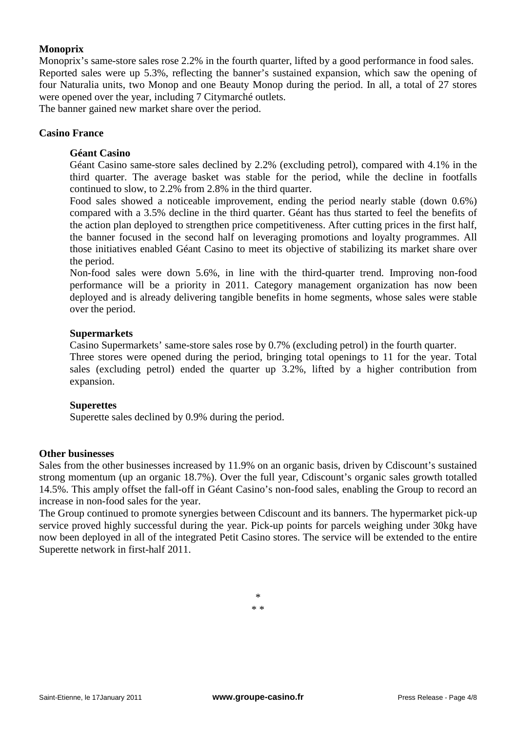**Monoprix**

Monoprix's same-store sales rose 2.2% in the fourth quarter, lifted by a good performance in food sales. Reported sales were up 5.3%, reflecting the banner's sustained expansion, which saw the opening of four Naturalia units, two Monop and one Beauty Monop during the period. In all, a total of 27 stores were opened over the year, including 7 Citymarché outlets.

The banner gained new market share over the period.

**Casino France**

**Géant Casino**

Géant Casino same-store sales declined by 2.2% (excluding petrol), compared with 4.1% in the third quarter. The average basket was stable for the period, while the decline in footfalls continued to slow, to 2.2% from 2.8% in the third quarter.

Food sales showed a noticeable improvement, ending the period nearly stable (down 0.6%) compared with a 3.5% decline in the third quarter. Géant has thus started to feel the benefits of the action plan deployed to strengthen price competitiveness. After cutting prices in the first half, the banner focused in the second half on leveraging promotions and loyalty programmes. All those initiatives enabled Géant Casino to meet its objective of stabilizing its market share over the period.

Non-food sales were down 5.6%, in line with the third-quarter trend. Improving non-food performance will be a priority in 2011. Category management organization has now been deployed and is already delivering tangible benefits in home segments, whose sales were stable over the period.

**Supermarkets**

Casino Supermarkets' same-store sales rose by 0.7% (excluding petrol) in the fourth quarter.

Three stores were opened during the period, bringing total openings to 11 for the year. Total sales (excluding petrol) ended the quarter up 3.2%, lifted by a higher contribution from expansion.

**Superettes**

Superette sales declined by 0.9% during the period.

**Other businesses**

Sales from the other businesses increased by 11.9% on an organic basis, driven by Cdiscount's sustained strong momentum (up an organic 18.7%). Over the full year, Cdiscount's organic sales growth totalled 14.5%. This amply offset the fall-off in Géant Casino's non-food sales, enabling the Group to record an increase in non-food sales for the year.

The Group continued to promote synergies between Cdiscount and its banners. The hypermarket pick-up service proved highly successful during the year. Pick-up points for parcels weighing under 30kg have now been deployed in all of the integrated Petit Casino stores. The service will be extended to the entire Superette network in first-half 2011.

*

* *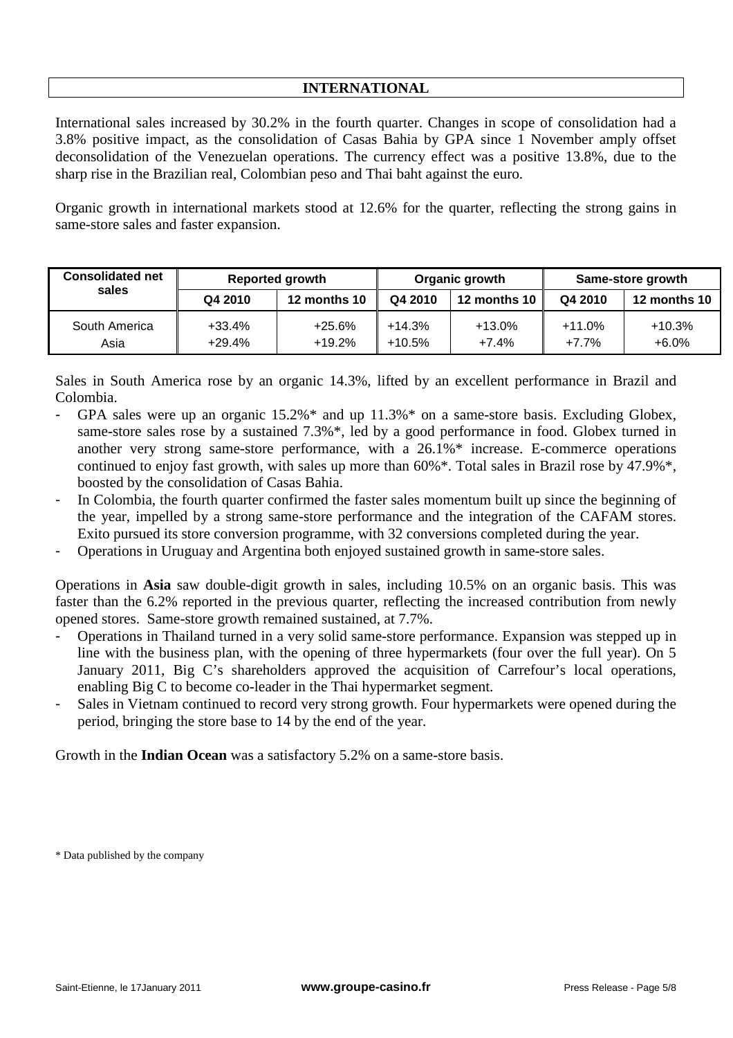## INTERNATIONAL

International sales increased by 30.2% in the fourth quarter. Changes in scope of consolidation had a 3.8% positive impact, as the consolidation of Casas Bahia by GPA since 1 November amply offset deconsolidation of the Venezuelan operations. The currency effect was a positive 13.8%, due to the sharp rise in the Brazilian real, Colombian peso and Thai baht against the euro.

Organic growth in international markets stood at 12.6% for the quarter, reflecting the strong gains in same-store sales and faster expansion.

| Consolidated net sales | Reported growth | | Organic growth | | Same-store growth | |
|---|---|---|---|---|---|---|
| | Q4 2010 | 12 months 10 | Q4 2010 | 12 months 10 | Q4 2010 | 12 months 10 |
| South America | +33.4% | +25.6% | +14.3% | +13.0% | +11.0% | +10.3% |
| Asia | +29.4% | +19.2% | +10.5% | +7.4% | +7.7% | +6.0% |

Sales in South America rose by an organic 14.3%, lifted by an excellent performance in Brazil and Colombia.

- GPA sales were up an organic 15.2%* and up 11.3%* on a same-store basis. Excluding Globex, same-store sales rose by a sustained 7.3%*, led by a good performance in food. Globex turned in another very strong same-store performance, with a 26.1%* increase. E-commerce operations continued to enjoy fast growth, with sales up more than 60%*. Total sales in Brazil rose by 47.9%*, boosted by the consolidation of Casas Bahia.
- In Colombia, the fourth quarter confirmed the faster sales momentum built up since the beginning of the year, impelled by a strong same-store performance and the integration of the CAFAM stores. Exito pursued its store conversion programme, with 32 conversions completed during the year.
- Operations in Uruguay and Argentina both enjoyed sustained growth in same-store sales.

Operations in **Asia** saw double-digit growth in sales, including 10.5% on an organic basis. This was faster than the 6.2% reported in the previous quarter, reflecting the increased contribution from newly opened stores. Same-store growth remained sustained, at 7.7%.

- Operations in Thailand turned in a very solid same-store performance. Expansion was stepped up in line with the business plan, with the opening of three hypermarkets (four over the full year). On 5 January 2011, Big C's shareholders approved the acquisition of Carrefour's local operations, enabling Big C to become co-leader in the Thai hypermarket segment.
- Sales in Vietnam continued to record very strong growth. Four hypermarkets were opened during the period, bringing the store base to 14 by the end of the year.

Growth in the **Indian Ocean** was a satisfactory 5.2% on a same-store basis.

\* Data published by the company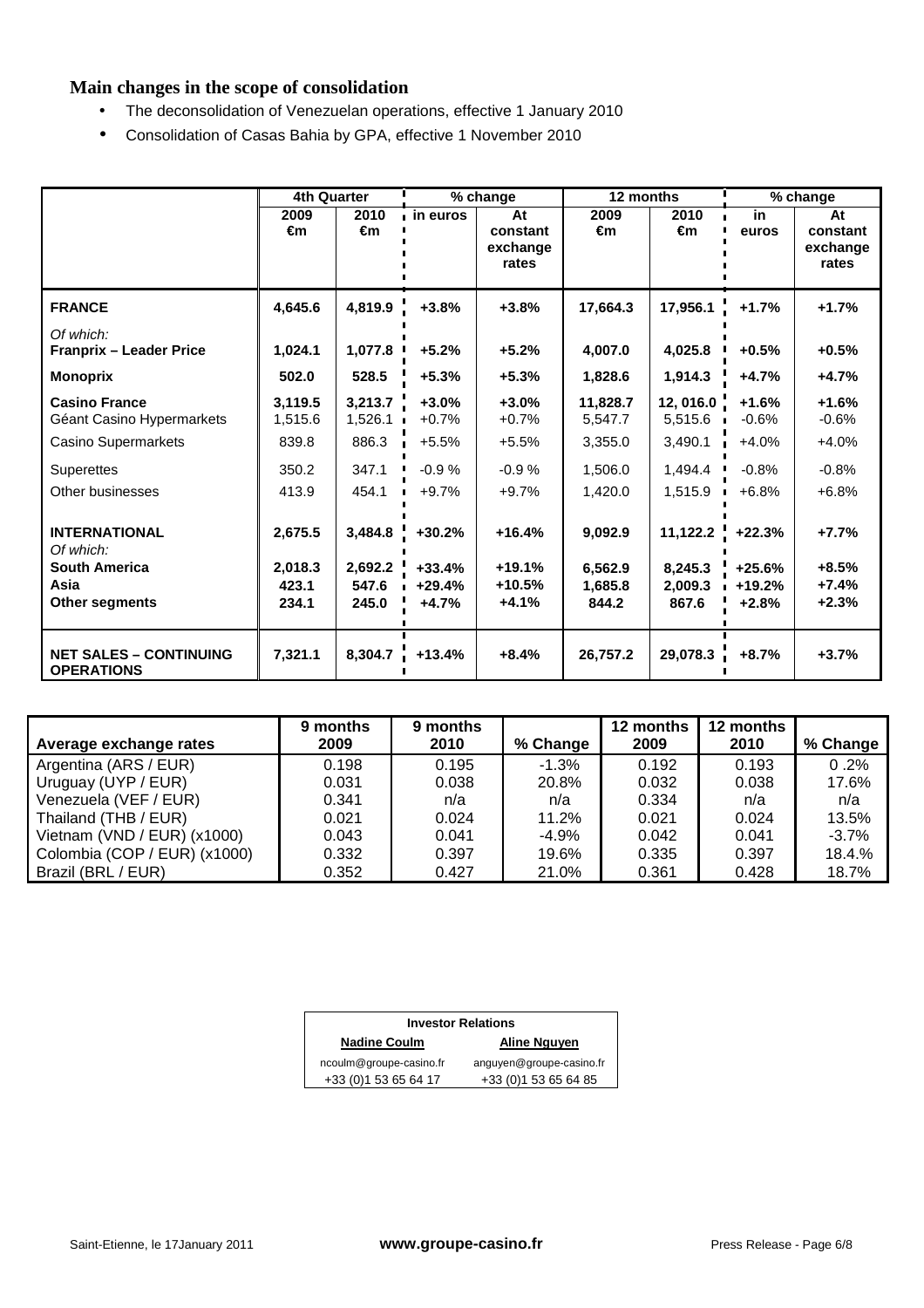## Main changes in the scope of consolidation

- The deconsolidation of Venezuelan operations, effective 1 January 2010
- Consolidation of Casas Bahia by GPA, effective 1 November 2010

| | 4th Quarter | | % change | | 12 months | | % change | |
|---|---|---|---|---|---|---|---|---|
| | 2009 €m | 2010 €m | in euros | At constant exchange rates | 2009 €m | 2010 €m | in euros | At constant exchange rates |
| **FRANCE** | **4,645.6** | **4,819.9** | **+3.8%** | **+3.8%** | **17,664.3** | **17,956.1** | **+1.7%** | **+1.7%** |
| *Of which:* **Franprix – Leader Price** | **1,024.1** | **1,077.8** | **+5.2%** | **+5.2%** | **4,007.0** | **4,025.8** | **+0.5%** | **+0.5%** |
| **Monoprix** | **502.0** | **528.5** | **+5.3%** | **+5.3%** | **1,828.6** | **1,914.3** | **+4.7%** | **+4.7%** |
| **Casino France** | **3,119.5** | **3,213.7** | **+3.0%** | **+3.0%** | **11,828.7** | **12, 016.0** | **+1.6%** | **+1.6%** |
| Géant Casino Hypermarkets | 1,515.6 | 1,526.1 | +0.7% | +0.7% | 5,547.7 | 5,515.6 | -0.6% | -0.6% |
| Casino Supermarkets | 839.8 | 886.3 | +5.5% | +5.5% | 3,355.0 | 3,490.1 | +4.0% | +4.0% |
| Superettes | 350.2 | 347.1 | -0.9 % | -0.9 % | 1,506.0 | 1,494.4 | -0.8% | -0.8% |
| Other businesses | 413.9 | 454.1 | +9.7% | +9.7% | 1,420.0 | 1,515.9 | +6.8% | +6.8% |
| **INTERNATIONAL** *Of which:* | **2,675.5** | **3,484.8** | **+30.2%** | **+16.4%** | **9,092.9** | **11,122.2** | **+22.3%** | **+7.7%** |
| **South America** | **2,018.3** | **2,692.2** | **+33.4%** | **+19.1%** | **6,562.9** | **8,245.3** | **+25.6%** | **+8.5%** |
| **Asia** | **423.1** | **547.6** | **+29.4%** | **+10.5%** | **1,685.8** | **2,009.3** | **+19.2%** | **+7.4%** |
| **Other segments** | **234.1** | **245.0** | **+4.7%** | **+4.1%** | **844.2** | **867.6** | **+2.8%** | **+2.3%** |
| **NET SALES – CONTINUING OPERATIONS** | **7,321.1** | **8,304.7** | **+13.4%** | **+8.4%** | **26,757.2** | **29,078.3** | **+8.7%** | **+3.7%** |

| Average exchange rates | 9 months 2009 | 9 months 2010 | % Change | 12 months 2009 | 12 months 2010 | % Change |
|---|---|---|---|---|---|---|
| Argentina (ARS / EUR) | 0.198 | 0.195 | -1.3% | 0.192 | 0.193 | 0 .2% |
| Uruguay (UYP / EUR) | 0.031 | 0.038 | 20.8% | 0.032 | 0.038 | 17.6% |
| Venezuela (VEF / EUR) | 0.341 | n/a | n/a | 0.334 | n/a | n/a |
| Thailand (THB / EUR) | 0.021 | 0.024 | 11.2% | 0.021 | 0.024 | 13.5% |
| Vietnam (VND / EUR) (x1000) | 0.043 | 0.041 | -4.9% | 0.042 | 0.041 | -3.7% |
| Colombia (COP / EUR) (x1000) | 0.332 | 0.397 | 19.6% | 0.335 | 0.397 | 18.4.% |
| Brazil (BRL / EUR) | 0.352 | 0.427 | 21.0% | 0.361 | 0.428 | 18.7% |

| Investor Relations | |
|---|---|
| **Nadine Coulm** | **Aline Nguyen** |
| ncoulm@groupe-casino.fr | anguyen@groupe-casino.fr |
| +33 (0)1 53 65 64 17 | +33 (0)1 53 65 64 85 |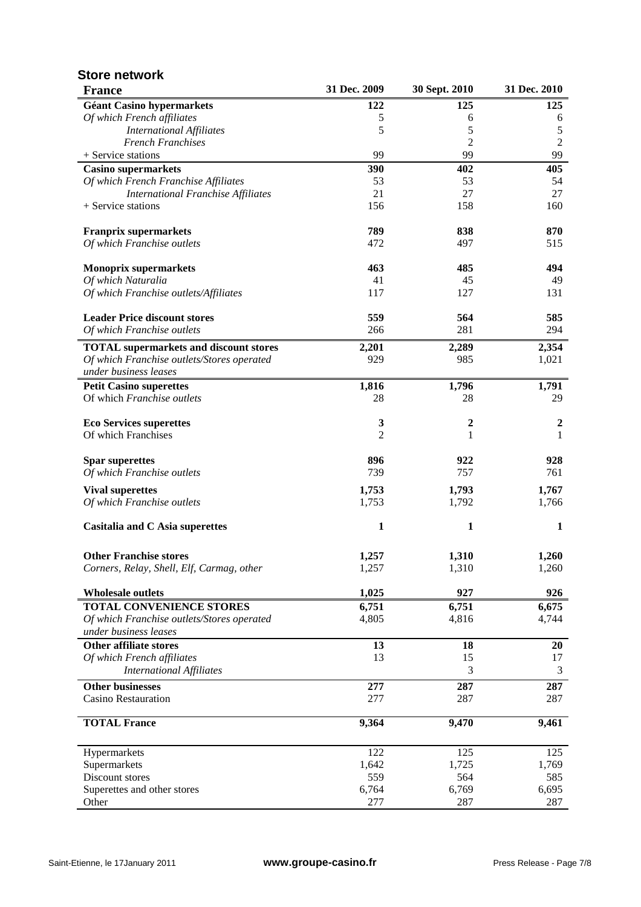## Store network

| France | 31 Dec. 2009 | 30 Sept. 2010 | 31 Dec. 2010 |
|---|---|---|---|
| **Géant Casino hypermarkets** | **122** | **125** | **125** |
| *Of which French affiliates* | 5 | 6 | 6 |
| *International Affiliates* | 5 | 5 | 5 |
| *French Franchises* | | 2 | 2 |
| + Service stations | 99 | 99 | 99 |
| **Casino supermarkets** | **390** | **402** | **405** |
| *Of which French Franchise Affiliates* | 53 | 53 | 54 |
| *International Franchise Affiliates* | 21 | 27 | 27 |
| + Service stations | 156 | 158 | 160 |
| **Franprix supermarkets** | **789** | **838** | **870** |
| *Of which Franchise outlets* | 472 | 497 | 515 |
| **Monoprix supermarkets** | **463** | **485** | **494** |
| *Of which Naturalia* | 41 | 45 | 49 |
| *Of which Franchise outlets/Affiliates* | 117 | 127 | 131 |
| **Leader Price discount stores** | **559** | **564** | **585** |
| *Of which Franchise outlets* | 266 | 281 | 294 |
| **TOTAL supermarkets and discount stores** | **2,201** | **2,289** | **2,354** |
| *Of which Franchise outlets/Stores operated under business leases* | 929 | 985 | 1,021 |
| **Petit Casino superettes** | **1,816** | **1,796** | **1,791** |
| Of which *Franchise outlets* | 28 | 28 | 29 |
| **Eco Services superettes** | **3** | **2** | **2** |
| Of which Franchises | 2 | 1 | 1 |
| **Spar superettes** | **896** | **922** | **928** |
| *Of which Franchise outlets* | 739 | 757 | 761 |
| **Vival superettes** | **1,753** | **1,793** | **1,767** |
| *Of which Franchise outlets* | 1,753 | 1,792 | 1,766 |
| **Casitalia and C Asia superettes** | **1** | **1** | **1** |
| **Other Franchise stores** | **1,257** | **1,310** | **1,260** |
| *Corners, Relay, Shell, Elf, Carmag, other* | 1,257 | 1,310 | 1,260 |
| **Wholesale outlets** | **1,025** | **927** | **926** |
| **TOTAL CONVENIENCE STORES** | **6,751** | **6,751** | **6,675** |
| *Of which Franchise outlets/Stores operated under business leases* | 4,805 | 4,816 | 4,744 |
| **Other affiliate stores** | **13** | **18** | **20** |
| *Of which French affiliates* | 13 | 15 | 17 |
| *International Affiliates* | | 3 | 3 |
| **Other businesses** | **277** | **287** | **287** |
| Casino Restauration | 277 | 287 | 287 |
| **TOTAL France** | **9,364** | **9,470** | **9,461** |
| Hypermarkets | 122 | 125 | 125 |
| Supermarkets | 1,642 | 1,725 | 1,769 |
| Discount stores | 559 | 564 | 585 |
| Superettes and other stores | 6,764 | 6,769 | 6,695 |
| Other | 277 | 287 | 287 |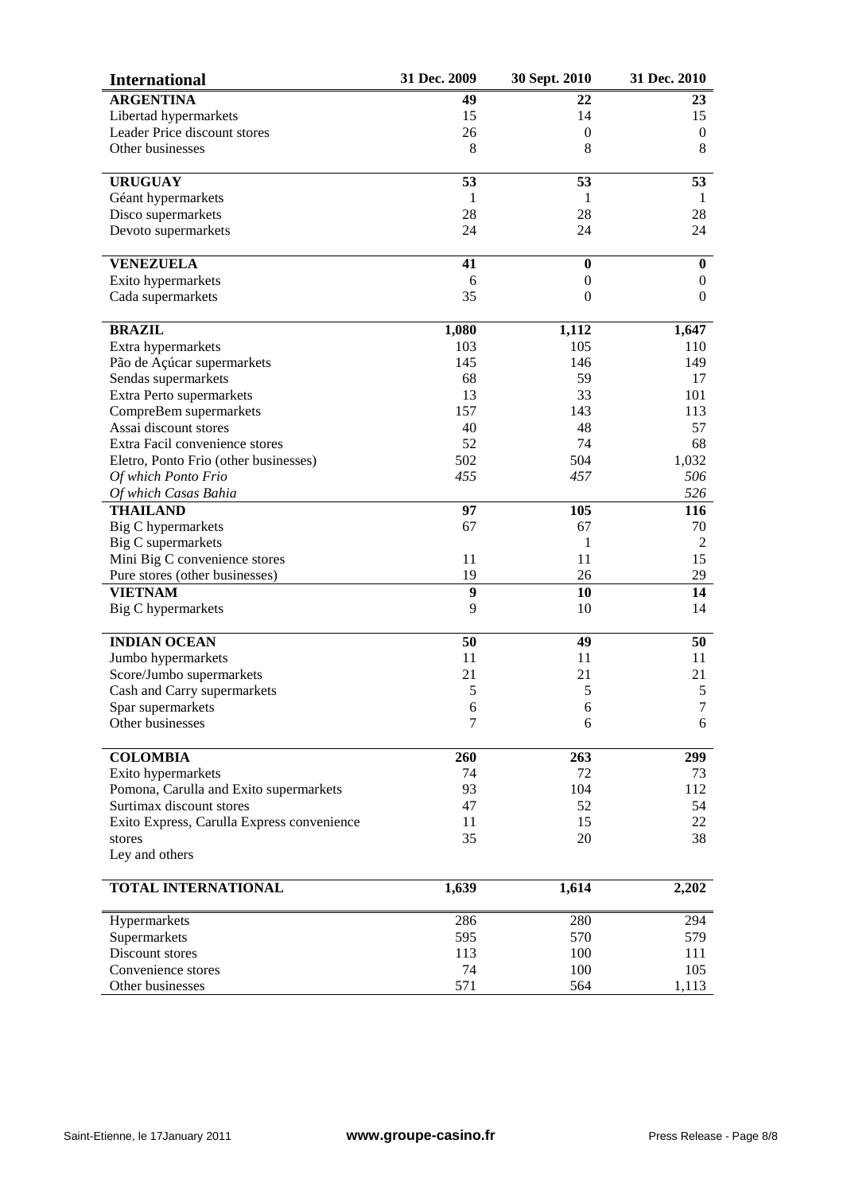| International | 31 Dec. 2009 | 30 Sept. 2010 | 31 Dec. 2010 |
|---|---|---|---|
| **ARGENTINA** | **49** | **22** | **23** |
| Libertad hypermarkets | 15 | 14 | 15 |
| Leader Price discount stores | 26 | 0 | 0 |
| Other businesses | 8 | 8 | 8 |
| **URUGUAY** | **53** | **53** | **53** |
| Géant hypermarkets | 1 | 1 | 1 |
| Disco supermarkets | 28 | 28 | 28 |
| Devoto supermarkets | 24 | 24 | 24 |
| **VENEZUELA** | **41** | **0** | **0** |
| Exito hypermarkets | 6 | 0 | 0 |
| Cada supermarkets | 35 | 0 | 0 |
| **BRAZIL** | **1,080** | **1,112** | **1,647** |
| Extra hypermarkets | 103 | 105 | 110 |
| Pão de Açúcar supermarkets | 145 | 146 | 149 |
| Sendas supermarkets | 68 | 59 | 17 |
| Extra Perto supermarkets | 13 | 33 | 101 |
| CompreBem supermarkets | 157 | 143 | 113 |
| Assai discount stores | 40 | 48 | 57 |
| Extra Facil convenience stores | 52 | 74 | 68 |
| Eletro, Ponto Frio (other businesses) | 502 | 504 | 1,032 |
| *Of which Ponto Frio* | *455* | *457* | *506* |
| *Of which Casas Bahia* | | | *526* |
| **THAILAND** | **97** | **105** | **116** |
| Big C hypermarkets | 67 | 67 | 70 |
| Big C supermarkets | | 1 | 2 |
| Mini Big C convenience stores | 11 | 11 | 15 |
| Pure stores (other businesses) | 19 | 26 | 29 |
| **VIETNAM** | **9** | **10** | **14** |
| Big C hypermarkets | 9 | 10 | 14 |
| **INDIAN OCEAN** | **50** | **49** | **50** |
| Jumbo hypermarkets | 11 | 11 | 11 |
| Score/Jumbo supermarkets | 21 | 21 | 21 |
| Cash and Carry supermarkets | 5 | 5 | 5 |
| Spar supermarkets | 6 | 6 | 7 |
| Other businesses | 7 | 6 | 6 |
| **COLOMBIA** | **260** | **263** | **299** |
| Exito hypermarkets | 74 | 72 | 73 |
| Pomona, Carulla and Exito supermarkets | 93 | 104 | 112 |
| Surtimax discount stores | 47 | 52 | 54 |
| Exito Express, Carulla Express convenience stores | 11 | 15 | 22 |
| Ley and others | 35 | 20 | 38 |
| **TOTAL INTERNATIONAL** | **1,639** | **1,614** | **2,202** |
| Hypermarkets | 286 | 280 | 294 |
| Supermarkets | 595 | 570 | 579 |
| Discount stores | 113 | 100 | 111 |
| Convenience stores | 74 | 100 | 105 |
| Other businesses | 571 | 564 | 1,113 |